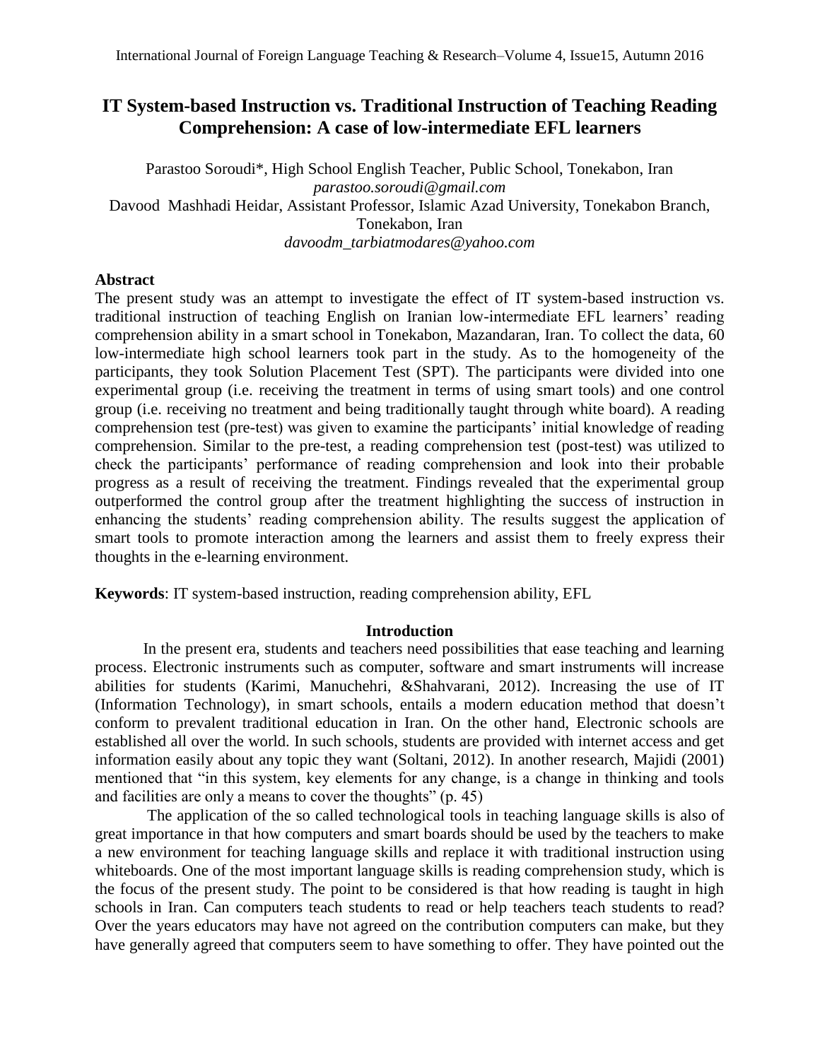# IT System-based Instruction vs. Traditional Instruction of Teaching Reading Comprehension: A case of low-intermediate EFL learners

Parastoo Soroudi*, High School English Teacher, Public School, Tonekabon, Iran
*parastoo.soroudi@gmail.com*
Davood Mashhadi Heidar, Assistant Professor, Islamic Azad University, Tonekabon Branch, Tonekabon, Iran
*davoodm_tarbiatmodares@yahoo.com*

### Abstract

The present study was an attempt to investigate the effect of IT system-based instruction vs. traditional instruction of teaching English on Iranian low-intermediate EFL learners' reading comprehension ability in a smart school in Tonekabon, Mazandaran, Iran. To collect the data, 60 low-intermediate high school learners took part in the study. As to the homogeneity of the participants, they took Solution Placement Test (SPT). The participants were divided into one experimental group (i.e. receiving the treatment in terms of using smart tools) and one control group (i.e. receiving no treatment and being traditionally taught through white board). A reading comprehension test (pre-test) was given to examine the participants' initial knowledge of reading comprehension. Similar to the pre-test, a reading comprehension test (post-test) was utilized to check the participants' performance of reading comprehension and look into their probable progress as a result of receiving the treatment. Findings revealed that the experimental group outperformed the control group after the treatment highlighting the success of instruction in enhancing the students' reading comprehension ability. The results suggest the application of smart tools to promote interaction among the learners and assist them to freely express their thoughts in the e-learning environment.

**Keywords**: IT system-based instruction, reading comprehension ability, EFL

## Introduction

In the present era, students and teachers need possibilities that ease teaching and learning process. Electronic instruments such as computer, software and smart instruments will increase abilities for students (Karimi, Manuchehri, &Shahvarani, 2012). Increasing the use of IT (Information Technology), in smart schools, entails a modern education method that doesn't conform to prevalent traditional education in Iran. On the other hand, Electronic schools are established all over the world. In such schools, students are provided with internet access and get information easily about any topic they want (Soltani, 2012). In another research, Majidi (2001) mentioned that "in this system, key elements for any change, is a change in thinking and tools and facilities are only a means to cover the thoughts" (p. 45)

The application of the so called technological tools in teaching language skills is also of great importance in that how computers and smart boards should be used by the teachers to make a new environment for teaching language skills and replace it with traditional instruction using whiteboards. One of the most important language skills is reading comprehension study, which is the focus of the present study. The point to be considered is that how reading is taught in high schools in Iran. Can computers teach students to read or help teachers teach students to read? Over the years educators may have not agreed on the contribution computers can make, but they have generally agreed that computers seem to have something to offer. They have pointed out the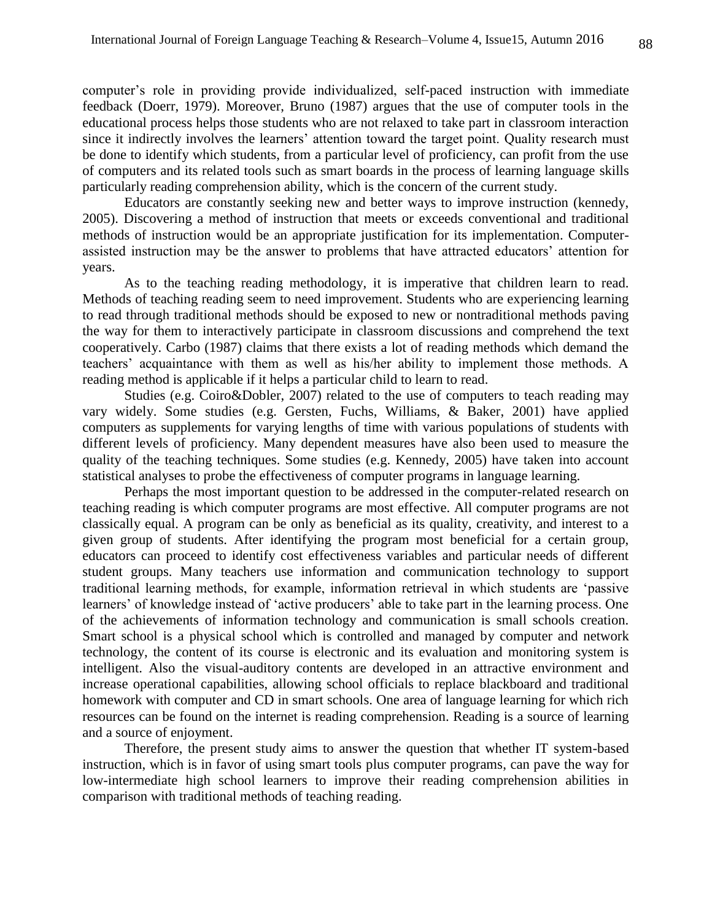computer's role in providing provide individualized, self-paced instruction with immediate feedback (Doerr, 1979). Moreover, Bruno (1987) argues that the use of computer tools in the educational process helps those students who are not relaxed to take part in classroom interaction since it indirectly involves the learners' attention toward the target point. Quality research must be done to identify which students, from a particular level of proficiency, can profit from the use of computers and its related tools such as smart boards in the process of learning language skills particularly reading comprehension ability, which is the concern of the current study.

Educators are constantly seeking new and better ways to improve instruction (kennedy, 2005). Discovering a method of instruction that meets or exceeds conventional and traditional methods of instruction would be an appropriate justification for its implementation. Computer-assisted instruction may be the answer to problems that have attracted educators' attention for years.

As to the teaching reading methodology, it is imperative that children learn to read. Methods of teaching reading seem to need improvement. Students who are experiencing learning to read through traditional methods should be exposed to new or nontraditional methods paving the way for them to interactively participate in classroom discussions and comprehend the text cooperatively. Carbo (1987) claims that there exists a lot of reading methods which demand the teachers' acquaintance with them as well as his/her ability to implement those methods. A reading method is applicable if it helps a particular child to learn to read.

Studies (e.g. Coiro&Dobler, 2007) related to the use of computers to teach reading may vary widely. Some studies (e.g. Gersten, Fuchs, Williams, & Baker, 2001) have applied computers as supplements for varying lengths of time with various populations of students with different levels of proficiency. Many dependent measures have also been used to measure the quality of the teaching techniques. Some studies (e.g. Kennedy, 2005) have taken into account statistical analyses to probe the effectiveness of computer programs in language learning.

Perhaps the most important question to be addressed in the computer-related research on teaching reading is which computer programs are most effective. All computer programs are not classically equal. A program can be only as beneficial as its quality, creativity, and interest to a given group of students. After identifying the program most beneficial for a certain group, educators can proceed to identify cost effectiveness variables and particular needs of different student groups. Many teachers use information and communication technology to support traditional learning methods, for example, information retrieval in which students are 'passive learners' of knowledge instead of 'active producers' able to take part in the learning process. One of the achievements of information technology and communication is small schools creation. Smart school is a physical school which is controlled and managed by computer and network technology, the content of its course is electronic and its evaluation and monitoring system is intelligent. Also the visual-auditory contents are developed in an attractive environment and increase operational capabilities, allowing school officials to replace blackboard and traditional homework with computer and CD in smart schools. One area of language learning for which rich resources can be found on the internet is reading comprehension. Reading is a source of learning and a source of enjoyment.

Therefore, the present study aims to answer the question that whether IT system-based instruction, which is in favor of using smart tools plus computer programs, can pave the way for low-intermediate high school learners to improve their reading comprehension abilities in comparison with traditional methods of teaching reading.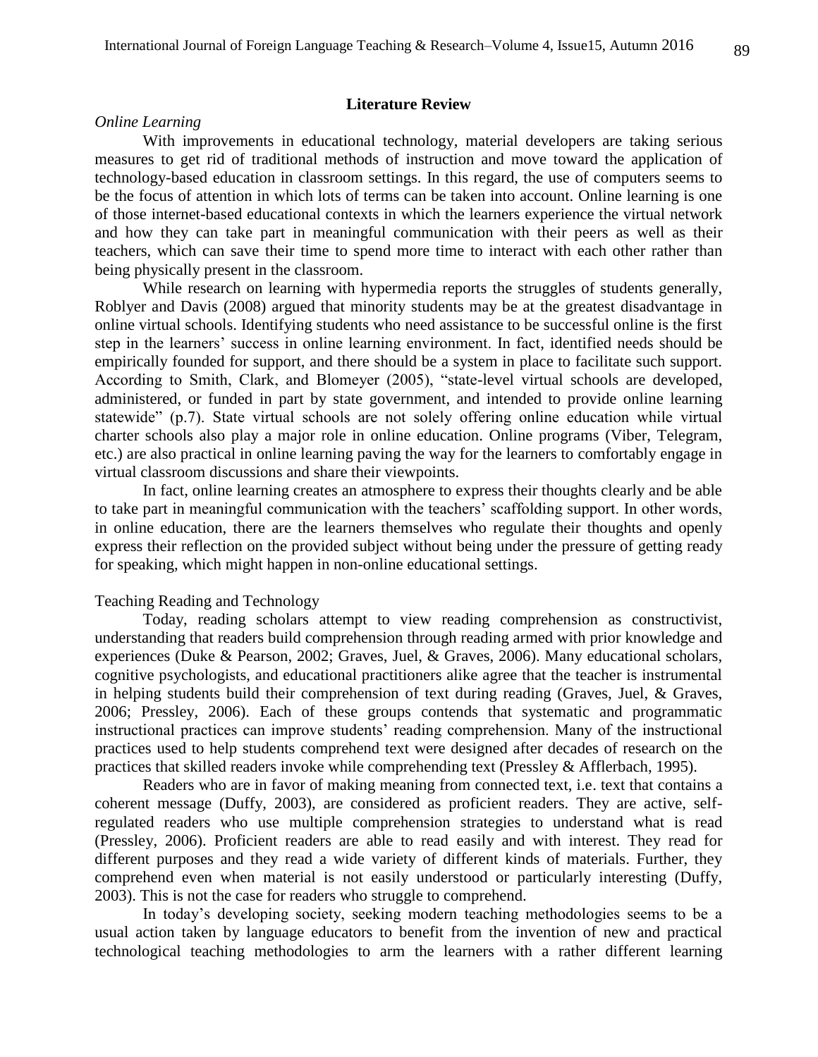## Literature Review

### *Online Learning*

With improvements in educational technology, material developers are taking serious measures to get rid of traditional methods of instruction and move toward the application of technology-based education in classroom settings. In this regard, the use of computers seems to be the focus of attention in which lots of terms can be taken into account. Online learning is one of those internet-based educational contexts in which the learners experience the virtual network and how they can take part in meaningful communication with their peers as well as their teachers, which can save their time to spend more time to interact with each other rather than being physically present in the classroom.

While research on learning with hypermedia reports the struggles of students generally, Roblyer and Davis (2008) argued that minority students may be at the greatest disadvantage in online virtual schools. Identifying students who need assistance to be successful online is the first step in the learners' success in online learning environment. In fact, identified needs should be empirically founded for support, and there should be a system in place to facilitate such support. According to Smith, Clark, and Blomeyer (2005), "state-level virtual schools are developed, administered, or funded in part by state government, and intended to provide online learning statewide" (p.7). State virtual schools are not solely offering online education while virtual charter schools also play a major role in online education. Online programs (Viber, Telegram, etc.) are also practical in online learning paving the way for the learners to comfortably engage in virtual classroom discussions and share their viewpoints.

In fact, online learning creates an atmosphere to express their thoughts clearly and be able to take part in meaningful communication with the teachers' scaffolding support. In other words, in online education, there are the learners themselves who regulate their thoughts and openly express their reflection on the provided subject without being under the pressure of getting ready for speaking, which might happen in non-online educational settings.

### Teaching Reading and Technology

Today, reading scholars attempt to view reading comprehension as constructivist, understanding that readers build comprehension through reading armed with prior knowledge and experiences (Duke & Pearson, 2002; Graves, Juel, & Graves, 2006). Many educational scholars, cognitive psychologists, and educational practitioners alike agree that the teacher is instrumental in helping students build their comprehension of text during reading (Graves, Juel, & Graves, 2006; Pressley, 2006). Each of these groups contends that systematic and programmatic instructional practices can improve students' reading comprehension. Many of the instructional practices used to help students comprehend text were designed after decades of research on the practices that skilled readers invoke while comprehending text (Pressley & Afflerbach, 1995).

Readers who are in favor of making meaning from connected text, i.e. text that contains a coherent message (Duffy, 2003), are considered as proficient readers. They are active, self-regulated readers who use multiple comprehension strategies to understand what is read (Pressley, 2006). Proficient readers are able to read easily and with interest. They read for different purposes and they read a wide variety of different kinds of materials. Further, they comprehend even when material is not easily understood or particularly interesting (Duffy, 2003). This is not the case for readers who struggle to comprehend.

In today's developing society, seeking modern teaching methodologies seems to be a usual action taken by language educators to benefit from the invention of new and practical technological teaching methodologies to arm the learners with a rather different learning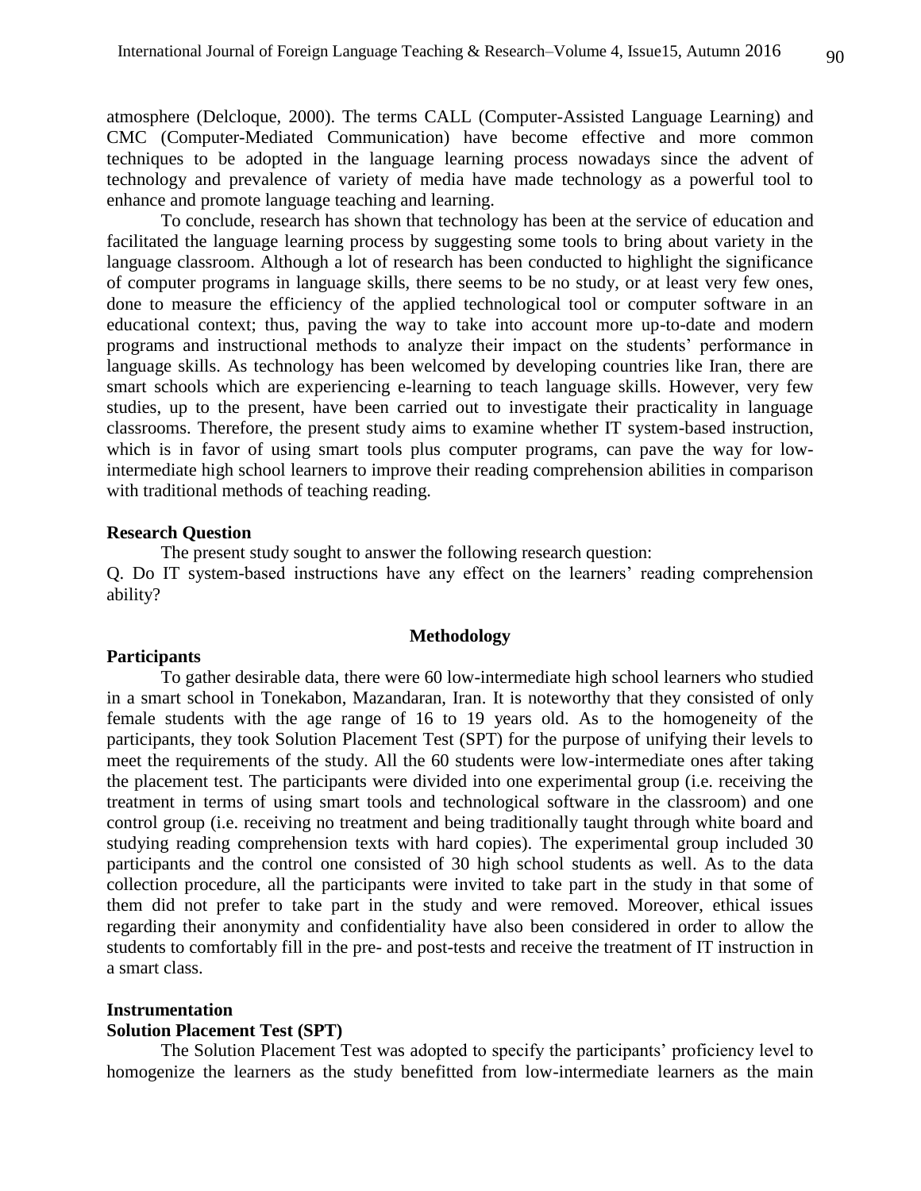atmosphere (Delcloque, 2000). The terms CALL (Computer-Assisted Language Learning) and CMC (Computer-Mediated Communication) have become effective and more common techniques to be adopted in the language learning process nowadays since the advent of technology and prevalence of variety of media have made technology as a powerful tool to enhance and promote language teaching and learning.

To conclude, research has shown that technology has been at the service of education and facilitated the language learning process by suggesting some tools to bring about variety in the language classroom. Although a lot of research has been conducted to highlight the significance of computer programs in language skills, there seems to be no study, or at least very few ones, done to measure the efficiency of the applied technological tool or computer software in an educational context; thus, paving the way to take into account more up-to-date and modern programs and instructional methods to analyze their impact on the students' performance in language skills. As technology has been welcomed by developing countries like Iran, there are smart schools which are experiencing e-learning to teach language skills. However, very few studies, up to the present, have been carried out to investigate their practicality in language classrooms. Therefore, the present study aims to examine whether IT system-based instruction, which is in favor of using smart tools plus computer programs, can pave the way for low-intermediate high school learners to improve their reading comprehension abilities in comparison with traditional methods of teaching reading.

### Research Question

The present study sought to answer the following research question:

Q. Do IT system-based instructions have any effect on the learners' reading comprehension ability?

## Methodology

### Participants

To gather desirable data, there were 60 low-intermediate high school learners who studied in a smart school in Tonekabon, Mazandaran, Iran. It is noteworthy that they consisted of only female students with the age range of 16 to 19 years old. As to the homogeneity of the participants, they took Solution Placement Test (SPT) for the purpose of unifying their levels to meet the requirements of the study. All the 60 students were low-intermediate ones after taking the placement test. The participants were divided into one experimental group (i.e. receiving the treatment in terms of using smart tools and technological software in the classroom) and one control group (i.e. receiving no treatment and being traditionally taught through white board and studying reading comprehension texts with hard copies). The experimental group included 30 participants and the control one consisted of 30 high school students as well. As to the data collection procedure, all the participants were invited to take part in the study in that some of them did not prefer to take part in the study and were removed. Moreover, ethical issues regarding their anonymity and confidentiality have also been considered in order to allow the students to comfortably fill in the pre- and post-tests and receive the treatment of IT instruction in a smart class.

### Instrumentation

#### Solution Placement Test (SPT)

The Solution Placement Test was adopted to specify the participants' proficiency level to homogenize the learners as the study benefitted from low-intermediate learners as the main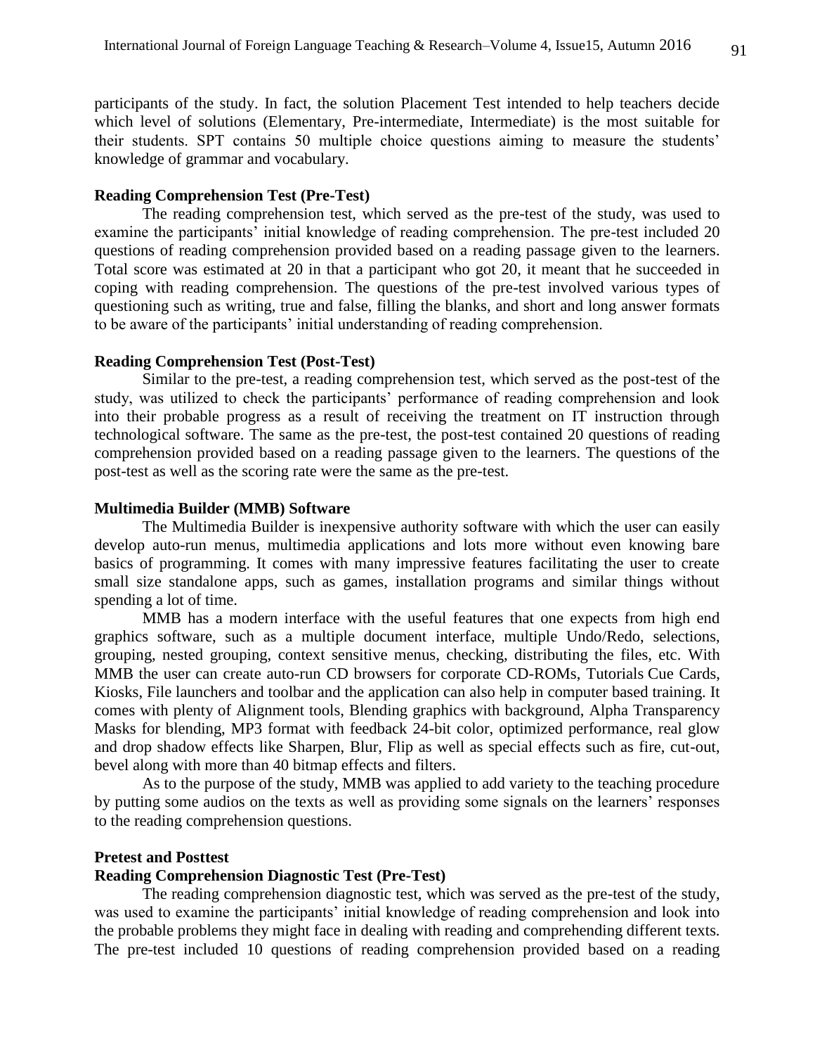participants of the study. In fact, the solution Placement Test intended to help teachers decide which level of solutions (Elementary, Pre-intermediate, Intermediate) is the most suitable for their students. SPT contains 50 multiple choice questions aiming to measure the students' knowledge of grammar and vocabulary.

**Reading Comprehension Test (Pre-Test)**

The reading comprehension test, which served as the pre-test of the study, was used to examine the participants' initial knowledge of reading comprehension. The pre-test included 20 questions of reading comprehension provided based on a reading passage given to the learners. Total score was estimated at 20 in that a participant who got 20, it meant that he succeeded in coping with reading comprehension. The questions of the pre-test involved various types of questioning such as writing, true and false, filling the blanks, and short and long answer formats to be aware of the participants' initial understanding of reading comprehension.

**Reading Comprehension Test (Post-Test)**

Similar to the pre-test, a reading comprehension test, which served as the post-test of the study, was utilized to check the participants' performance of reading comprehension and look into their probable progress as a result of receiving the treatment on IT instruction through technological software. The same as the pre-test, the post-test contained 20 questions of reading comprehension provided based on a reading passage given to the learners. The questions of the post-test as well as the scoring rate were the same as the pre-test.

**Multimedia Builder (MMB) Software**

The Multimedia Builder is inexpensive authority software with which the user can easily develop auto-run menus, multimedia applications and lots more without even knowing bare basics of programming. It comes with many impressive features facilitating the user to create small size standalone apps, such as games, installation programs and similar things without spending a lot of time.

MMB has a modern interface with the useful features that one expects from high end graphics software, such as a multiple document interface, multiple Undo/Redo, selections, grouping, nested grouping, context sensitive menus, checking, distributing the files, etc. With MMB the user can create auto-run CD browsers for corporate CD-ROMs, Tutorials Cue Cards, Kiosks, File launchers and toolbar and the application can also help in computer based training. It comes with plenty of Alignment tools, Blending graphics with background, Alpha Transparency Masks for blending, MP3 format with feedback 24-bit color, optimized performance, real glow and drop shadow effects like Sharpen, Blur, Flip as well as special effects such as fire, cut-out, bevel along with more than 40 bitmap effects and filters.

As to the purpose of the study, MMB was applied to add variety to the teaching procedure by putting some audios on the texts as well as providing some signals on the learners' responses to the reading comprehension questions.

**Pretest and Posttest**

**Reading Comprehension Diagnostic Test (Pre-Test)**

The reading comprehension diagnostic test, which was served as the pre-test of the study, was used to examine the participants' initial knowledge of reading comprehension and look into the probable problems they might face in dealing with reading and comprehending different texts. The pre-test included 10 questions of reading comprehension provided based on a reading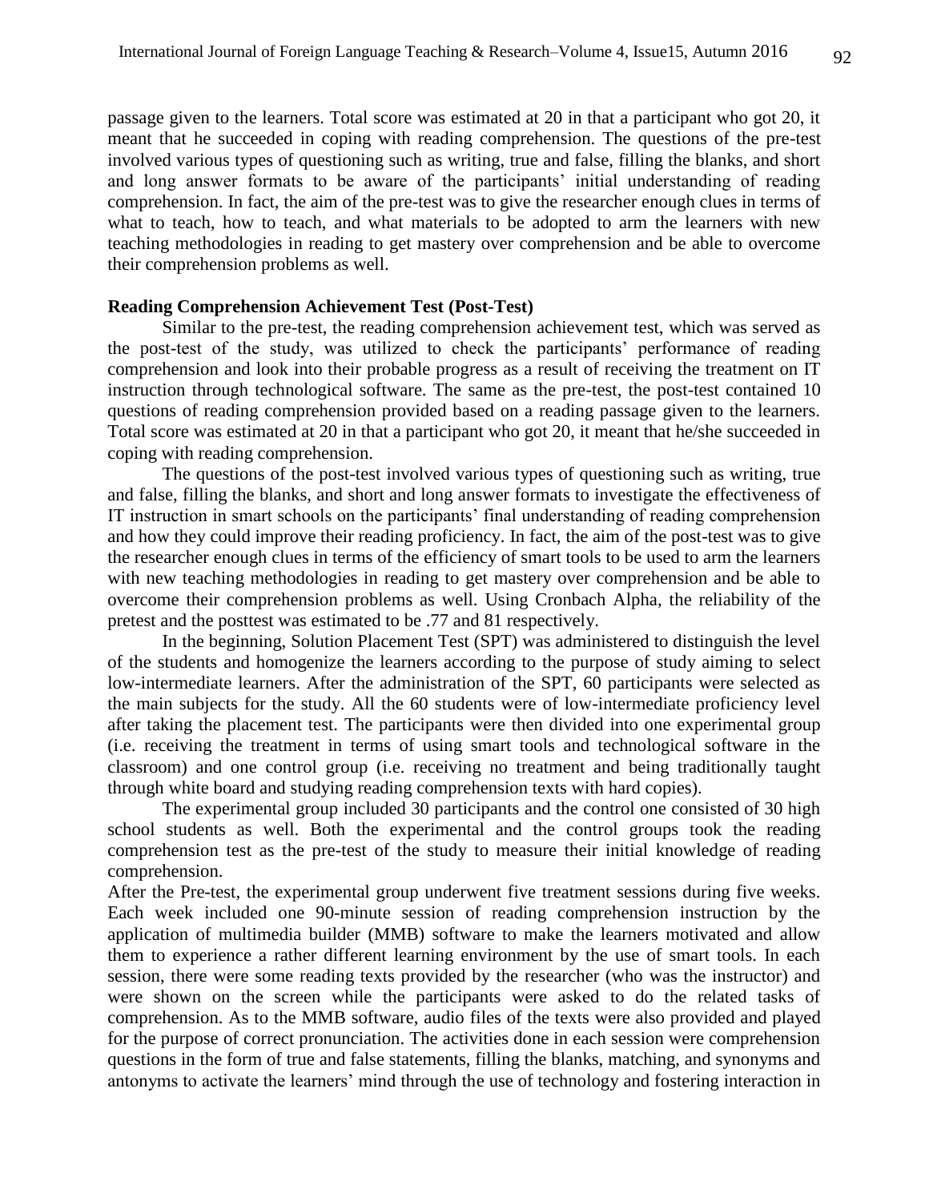passage given to the learners. Total score was estimated at 20 in that a participant who got 20, it meant that he succeeded in coping with reading comprehension. The questions of the pre-test involved various types of questioning such as writing, true and false, filling the blanks, and short and long answer formats to be aware of the participants' initial understanding of reading comprehension. In fact, the aim of the pre-test was to give the researcher enough clues in terms of what to teach, how to teach, and what materials to be adopted to arm the learners with new teaching methodologies in reading to get mastery over comprehension and be able to overcome their comprehension problems as well.

**Reading Comprehension Achievement Test (Post-Test)**

Similar to the pre-test, the reading comprehension achievement test, which was served as the post-test of the study, was utilized to check the participants' performance of reading comprehension and look into their probable progress as a result of receiving the treatment on IT instruction through technological software. The same as the pre-test, the post-test contained 10 questions of reading comprehension provided based on a reading passage given to the learners. Total score was estimated at 20 in that a participant who got 20, it meant that he/she succeeded in coping with reading comprehension.

The questions of the post-test involved various types of questioning such as writing, true and false, filling the blanks, and short and long answer formats to investigate the effectiveness of IT instruction in smart schools on the participants' final understanding of reading comprehension and how they could improve their reading proficiency. In fact, the aim of the post-test was to give the researcher enough clues in terms of the efficiency of smart tools to be used to arm the learners with new teaching methodologies in reading to get mastery over comprehension and be able to overcome their comprehension problems as well. Using Cronbach Alpha, the reliability of the pretest and the posttest was estimated to be .77 and 81 respectively.

In the beginning, Solution Placement Test (SPT) was administered to distinguish the level of the students and homogenize the learners according to the purpose of study aiming to select low-intermediate learners. After the administration of the SPT, 60 participants were selected as the main subjects for the study. All the 60 students were of low-intermediate proficiency level after taking the placement test. The participants were then divided into one experimental group (i.e. receiving the treatment in terms of using smart tools and technological software in the classroom) and one control group (i.e. receiving no treatment and being traditionally taught through white board and studying reading comprehension texts with hard copies).

The experimental group included 30 participants and the control one consisted of 30 high school students as well. Both the experimental and the control groups took the reading comprehension test as the pre-test of the study to measure their initial knowledge of reading comprehension.

After the Pre-test, the experimental group underwent five treatment sessions during five weeks. Each week included one 90-minute session of reading comprehension instruction by the application of multimedia builder (MMB) software to make the learners motivated and allow them to experience a rather different learning environment by the use of smart tools. In each session, there were some reading texts provided by the researcher (who was the instructor) and were shown on the screen while the participants were asked to do the related tasks of comprehension. As to the MMB software, audio files of the texts were also provided and played for the purpose of correct pronunciation. The activities done in each session were comprehension questions in the form of true and false statements, filling the blanks, matching, and synonyms and antonyms to activate the learners' mind through the use of technology and fostering interaction in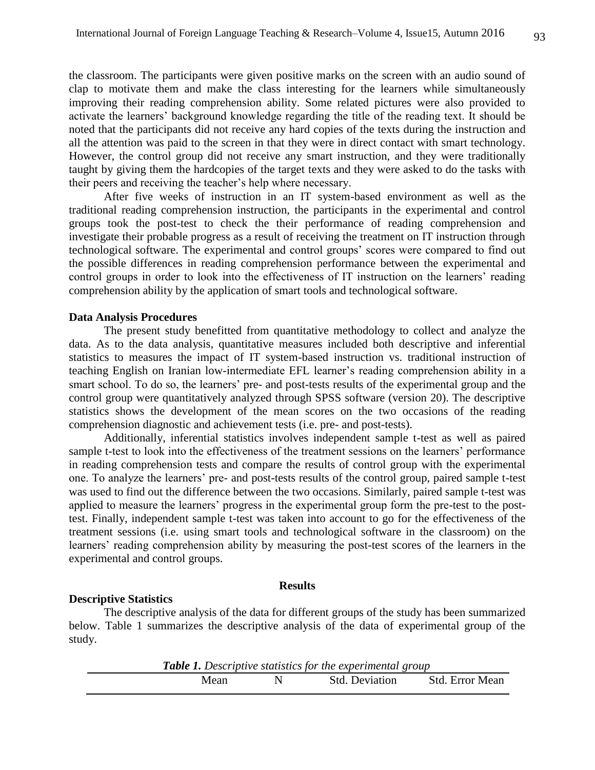the classroom. The participants were given positive marks on the screen with an audio sound of clap to motivate them and make the class interesting for the learners while simultaneously improving their reading comprehension ability. Some related pictures were also provided to activate the learners' background knowledge regarding the title of the reading text. It should be noted that the participants did not receive any hard copies of the texts during the instruction and all the attention was paid to the screen in that they were in direct contact with smart technology. However, the control group did not receive any smart instruction, and they were traditionally taught by giving them the hardcopies of the target texts and they were asked to do the tasks with their peers and receiving the teacher's help where necessary.

After five weeks of instruction in an IT system-based environment as well as the traditional reading comprehension instruction, the participants in the experimental and control groups took the post-test to check the their performance of reading comprehension and investigate their probable progress as a result of receiving the treatment on IT instruction through technological software. The experimental and control groups' scores were compared to find out the possible differences in reading comprehension performance between the experimental and control groups in order to look into the effectiveness of IT instruction on the learners' reading comprehension ability by the application of smart tools and technological software.

### Data Analysis Procedures

The present study benefitted from quantitative methodology to collect and analyze the data. As to the data analysis, quantitative measures included both descriptive and inferential statistics to measures the impact of IT system-based instruction vs. traditional instruction of teaching English on Iranian low-intermediate EFL learner's reading comprehension ability in a smart school. To do so, the learners' pre- and post-tests results of the experimental group and the control group were quantitatively analyzed through SPSS software (version 20). The descriptive statistics shows the development of the mean scores on the two occasions of the reading comprehension diagnostic and achievement tests (i.e. pre- and post-tests).

Additionally, inferential statistics involves independent sample t-test as well as paired sample t-test to look into the effectiveness of the treatment sessions on the learners' performance in reading comprehension tests and compare the results of control group with the experimental one. To analyze the learners' pre- and post-tests results of the control group, paired sample t-test was used to find out the difference between the two occasions. Similarly, paired sample t-test was applied to measure the learners' progress in the experimental group form the pre-test to the post-test. Finally, independent sample t-test was taken into account to go for the effectiveness of the treatment sessions (i.e. using smart tools and technological software in the classroom) on the learners' reading comprehension ability by measuring the post-test scores of the learners in the experimental and control groups.

## Results

### Descriptive Statistics

The descriptive analysis of the data for different groups of the study has been summarized below. Table 1 summarizes the descriptive analysis of the data of experimental group of the study.

***Table 1.*** *Descriptive statistics for the experimental group*

| | Mean | N | Std. Deviation | Std. Error Mean |
|---|---|---|---|---|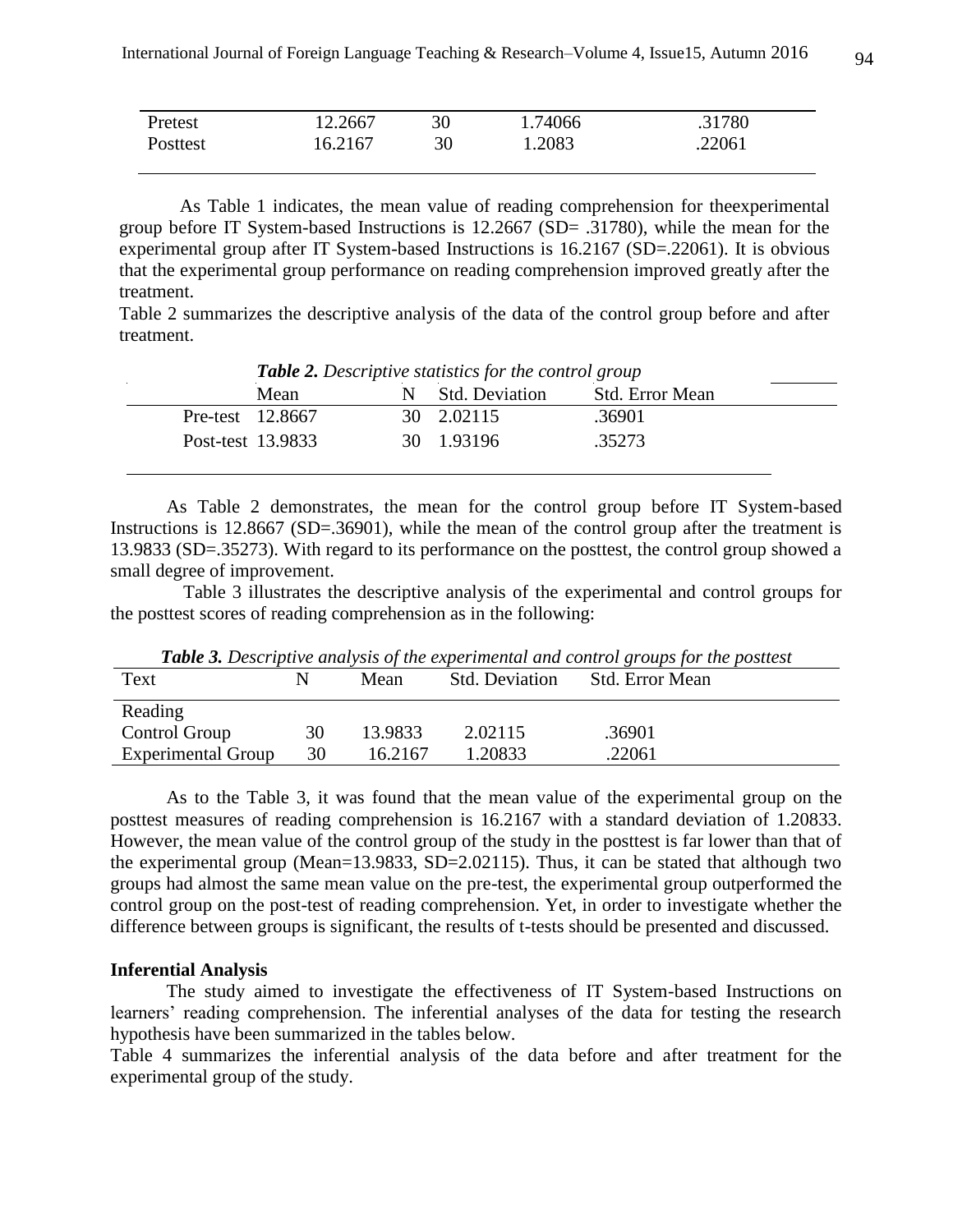| | | | | |
|---|---|---|---|---|
| Pretest | 12.2667 | 30 | 1.74066 | .31780 |
| Posttest | 16.2167 | 30 | 1.2083 | .22061 |

As Table 1 indicates, the mean value of reading comprehension for theexperimental group before IT System-based Instructions is 12.2667 (SD= .31780), while the mean for the experimental group after IT System-based Instructions is 16.2167 (SD=.22061). It is obvious that the experimental group performance on reading comprehension improved greatly after the treatment.

Table 2 summarizes the descriptive analysis of the data of the control group before and after treatment.

***Table 2.*** *Descriptive statistics for the control group*

| | Mean | N | Std. Deviation | Std. Error Mean |
|---|---|---|---|---|
| Pre-test | 12.8667 | 30 | 2.02115 | .36901 |
| Post-test | 13.9833 | 30 | 1.93196 | .35273 |

As Table 2 demonstrates, the mean for the control group before IT System-based Instructions is 12.8667 (SD=.36901), while the mean of the control group after the treatment is 13.9833 (SD=.35273). With regard to its performance on the posttest, the control group showed a small degree of improvement.

Table 3 illustrates the descriptive analysis of the experimental and control groups for the posttest scores of reading comprehension as in the following:

***Table 3.*** *Descriptive analysis of the experimental and control groups for the posttest*

| Text | N | Mean | Std. Deviation | Std. Error Mean |
|---|---|---|---|---|
| Reading | | | | |
| Control Group | 30 | 13.9833 | 2.02115 | .36901 |
| Experimental Group | 30 | 16.2167 | 1.20833 | .22061 |

As to the Table 3, it was found that the mean value of the experimental group on the posttest measures of reading comprehension is 16.2167 with a standard deviation of 1.20833. However, the mean value of the control group of the study in the posttest is far lower than that of the experimental group (Mean=13.9833, SD=2.02115). Thus, it can be stated that although two groups had almost the same mean value on the pre-test, the experimental group outperformed the control group on the post-test of reading comprehension. Yet, in order to investigate whether the difference between groups is significant, the results of t-tests should be presented and discussed.

**Inferential Analysis**

The study aimed to investigate the effectiveness of IT System-based Instructions on learners' reading comprehension. The inferential analyses of the data for testing the research hypothesis have been summarized in the tables below.

Table 4 summarizes the inferential analysis of the data before and after treatment for the experimental group of the study.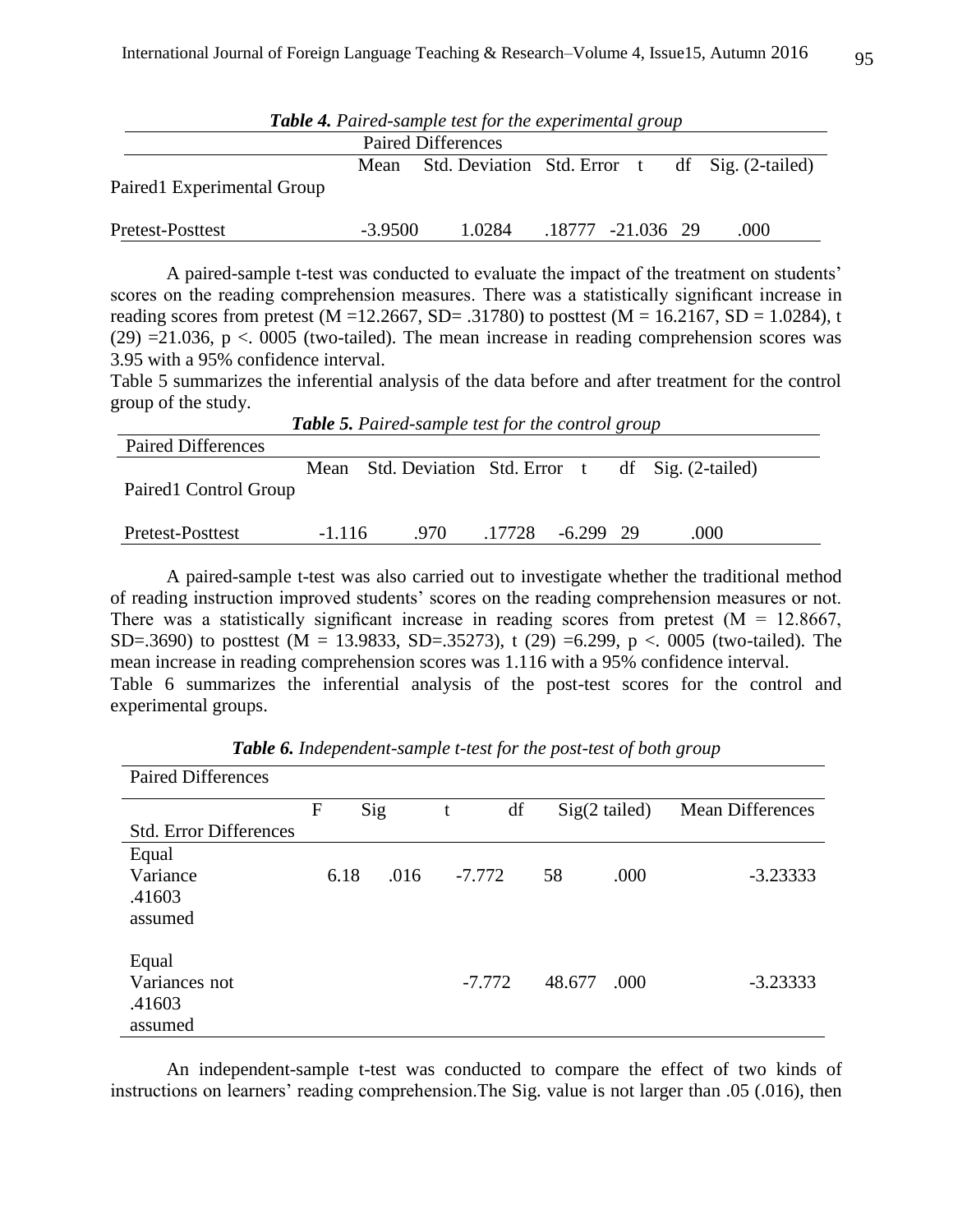***Table 4.*** *Paired-sample test for the experimental group*

| | Paired Differences | | | | | |
|---|---|---|---|---|---|---|
| | Mean | Std. Deviation | Std. Error | t | df | Sig. (2-tailed) |
| Paired1 Experimental Group | | | | | | |
| Pretest-Posttest | -3.9500 | 1.0284 | .18777 | -21.036 | 29 | .000 |

A paired-sample t-test was conducted to evaluate the impact of the treatment on students' scores on the reading comprehension measures. There was a statistically significant increase in reading scores from pretest (M =12.2667, SD= .31780) to posttest (M = 16.2167, SD = 1.0284), t (29) =21.036, p <. 0005 (two-tailed). The mean increase in reading comprehension scores was 3.95 with a 95% confidence interval.

Table 5 summarizes the inferential analysis of the data before and after treatment for the control group of the study.

***Table 5.*** *Paired-sample test for the control group*

| Paired Differences | | | | | | |
|---|---|---|---|---|---|---|
| | Mean | Std. Deviation | Std. Error | t | df | Sig. (2-tailed) |
| Paired1 Control Group | | | | | | |
| Pretest-Posttest | -1.116 | .970 | .17728 | -6.299 | 29 | .000 |

A paired-sample t-test was also carried out to investigate whether the traditional method of reading instruction improved students' scores on the reading comprehension measures or not. There was a statistically significant increase in reading scores from pretest (M = 12.8667, SD=.3690) to posttest (M = 13.9833, SD=.35273), t (29) =6.299, p <. 0005 (two-tailed). The mean increase in reading comprehension scores was 1.116 with a 95% confidence interval.

Table 6 summarizes the inferential analysis of the post-test scores for the control and experimental groups.

***Table 6.*** *Independent-sample t-test for the post-test of both group*

| Paired Differences | | | | | | |
|---|---|---|---|---|---|---|
| Std. Error Differences | F | Sig | t | df | Sig(2 tailed) | Mean Differences |
| Equal Variance .41603 assumed | 6.18 | .016 | -7.772 | 58 | .000 | -3.23333 |
| Equal Variances not .41603 assumed | | | -7.772 | 48.677 | .000 | -3.23333 |

An independent-sample t-test was conducted to compare the effect of two kinds of instructions on learners' reading comprehension.The Sig. value is not larger than .05 (.016), then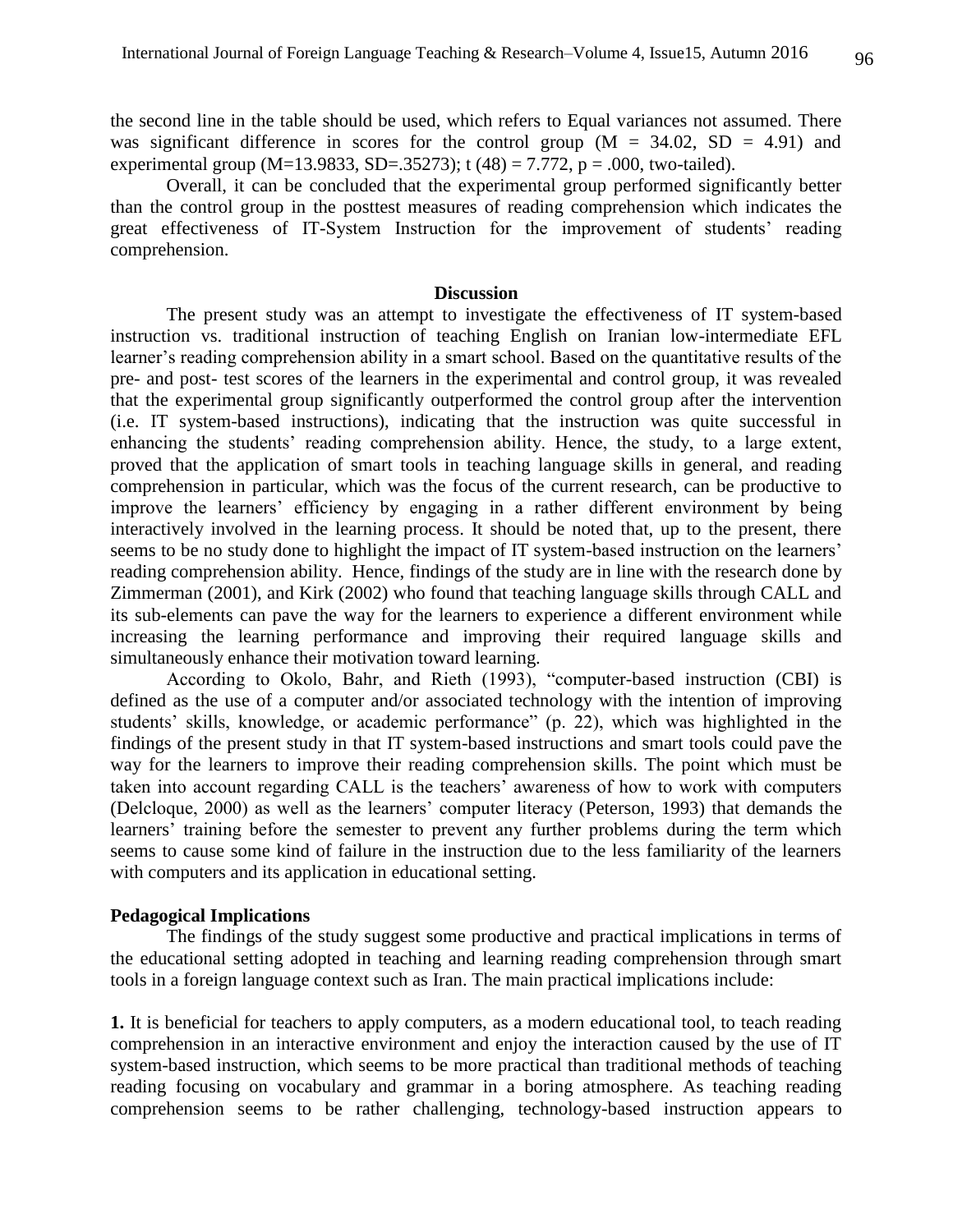the second line in the table should be used, which refers to Equal variances not assumed. There was significant difference in scores for the control group ($M = 34.02$, $SD = 4.91$) and experimental group ($M=13.9833$, $SD=.35273$); $t(48) = 7.772$, $p = .000$, two-tailed).

Overall, it can be concluded that the experimental group performed significantly better than the control group in the posttest measures of reading comprehension which indicates the great effectiveness of IT-System Instruction for the improvement of students' reading comprehension.

## Discussion

The present study was an attempt to investigate the effectiveness of IT system-based instruction vs. traditional instruction of teaching English on Iranian low-intermediate EFL learner's reading comprehension ability in a smart school. Based on the quantitative results of the pre- and post- test scores of the learners in the experimental and control group, it was revealed that the experimental group significantly outperformed the control group after the intervention (i.e. IT system-based instructions), indicating that the instruction was quite successful in enhancing the students' reading comprehension ability. Hence, the study, to a large extent, proved that the application of smart tools in teaching language skills in general, and reading comprehension in particular, which was the focus of the current research, can be productive to improve the learners' efficiency by engaging in a rather different environment by being interactively involved in the learning process. It should be noted that, up to the present, there seems to be no study done to highlight the impact of IT system-based instruction on the learners' reading comprehension ability. Hence, findings of the study are in line with the research done by Zimmerman (2001), and Kirk (2002) who found that teaching language skills through CALL and its sub-elements can pave the way for the learners to experience a different environment while increasing the learning performance and improving their required language skills and simultaneously enhance their motivation toward learning.

According to Okolo, Bahr, and Rieth (1993), "computer-based instruction (CBI) is defined as the use of a computer and/or associated technology with the intention of improving students' skills, knowledge, or academic performance" (p. 22), which was highlighted in the findings of the present study in that IT system-based instructions and smart tools could pave the way for the learners to improve their reading comprehension skills. The point which must be taken into account regarding CALL is the teachers' awareness of how to work with computers (Delcloque, 2000) as well as the learners' computer literacy (Peterson, 1993) that demands the learners' training before the semester to prevent any further problems during the term which seems to cause some kind of failure in the instruction due to the less familiarity of the learners with computers and its application in educational setting.

### Pedagogical Implications

The findings of the study suggest some productive and practical implications in terms of the educational setting adopted in teaching and learning reading comprehension through smart tools in a foreign language context such as Iran. The main practical implications include:

**1.** It is beneficial for teachers to apply computers, as a modern educational tool, to teach reading comprehension in an interactive environment and enjoy the interaction caused by the use of IT system-based instruction, which seems to be more practical than traditional methods of teaching reading focusing on vocabulary and grammar in a boring atmosphere. As teaching reading comprehension seems to be rather challenging, technology-based instruction appears to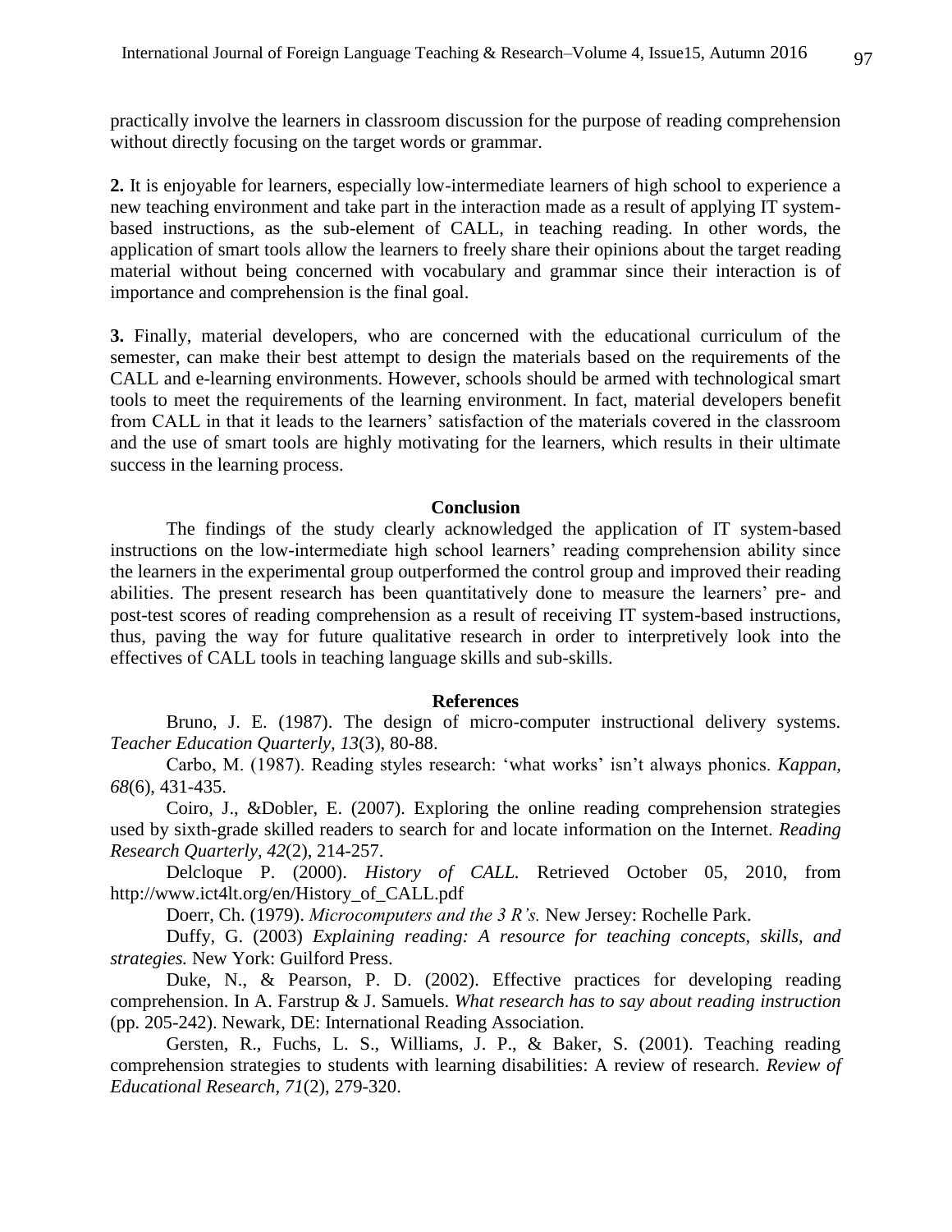practically involve the learners in classroom discussion for the purpose of reading comprehension without directly focusing on the target words or grammar.

**2.** It is enjoyable for learners, especially low-intermediate learners of high school to experience a new teaching environment and take part in the interaction made as a result of applying IT system-based instructions, as the sub-element of CALL, in teaching reading. In other words, the application of smart tools allow the learners to freely share their opinions about the target reading material without being concerned with vocabulary and grammar since their interaction is of importance and comprehension is the final goal.

**3.** Finally, material developers, who are concerned with the educational curriculum of the semester, can make their best attempt to design the materials based on the requirements of the CALL and e-learning environments. However, schools should be armed with technological smart tools to meet the requirements of the learning environment. In fact, material developers benefit from CALL in that it leads to the learners' satisfaction of the materials covered in the classroom and the use of smart tools are highly motivating for the learners, which results in their ultimate success in the learning process.

## Conclusion

The findings of the study clearly acknowledged the application of IT system-based instructions on the low-intermediate high school learners' reading comprehension ability since the learners in the experimental group outperformed the control group and improved their reading abilities. The present research has been quantitatively done to measure the learners' pre- and post-test scores of reading comprehension as a result of receiving IT system-based instructions, thus, paving the way for future qualitative research in order to interpretively look into the effectives of CALL tools in teaching language skills and sub-skills.

## References

Bruno, J. E. (1987). The design of micro-computer instructional delivery systems. *Teacher Education Quarterly, 13*(3), 80-88.

Carbo, M. (1987). Reading styles research: 'what works' isn't always phonics. *Kappan, 68*(6), 431-435.

Coiro, J., &Dobler, E. (2007). Exploring the online reading comprehension strategies used by sixth-grade skilled readers to search for and locate information on the Internet. *Reading Research Quarterly*, *42*(2), 214-257.

Delcloque P. (2000). *History of CALL.* Retrieved October 05, 2010, from http://www.ict4lt.org/en/History_of_CALL.pdf

Doerr, Ch. (1979). *Microcomputers and the 3 R's.* New Jersey: Rochelle Park.

Duffy, G. (2003) *Explaining reading: A resource for teaching concepts, skills, and strategies.* New York: Guilford Press.

Duke, N., & Pearson, P. D. (2002). Effective practices for developing reading comprehension. In A. Farstrup & J. Samuels. *What research has to say about reading instruction* (pp. 205-242). Newark, DE: International Reading Association.

Gersten, R., Fuchs, L. S., Williams, J. P., & Baker, S. (2001). Teaching reading comprehension strategies to students with learning disabilities: A review of research. *Review of Educational Research, 71*(2), 279-320.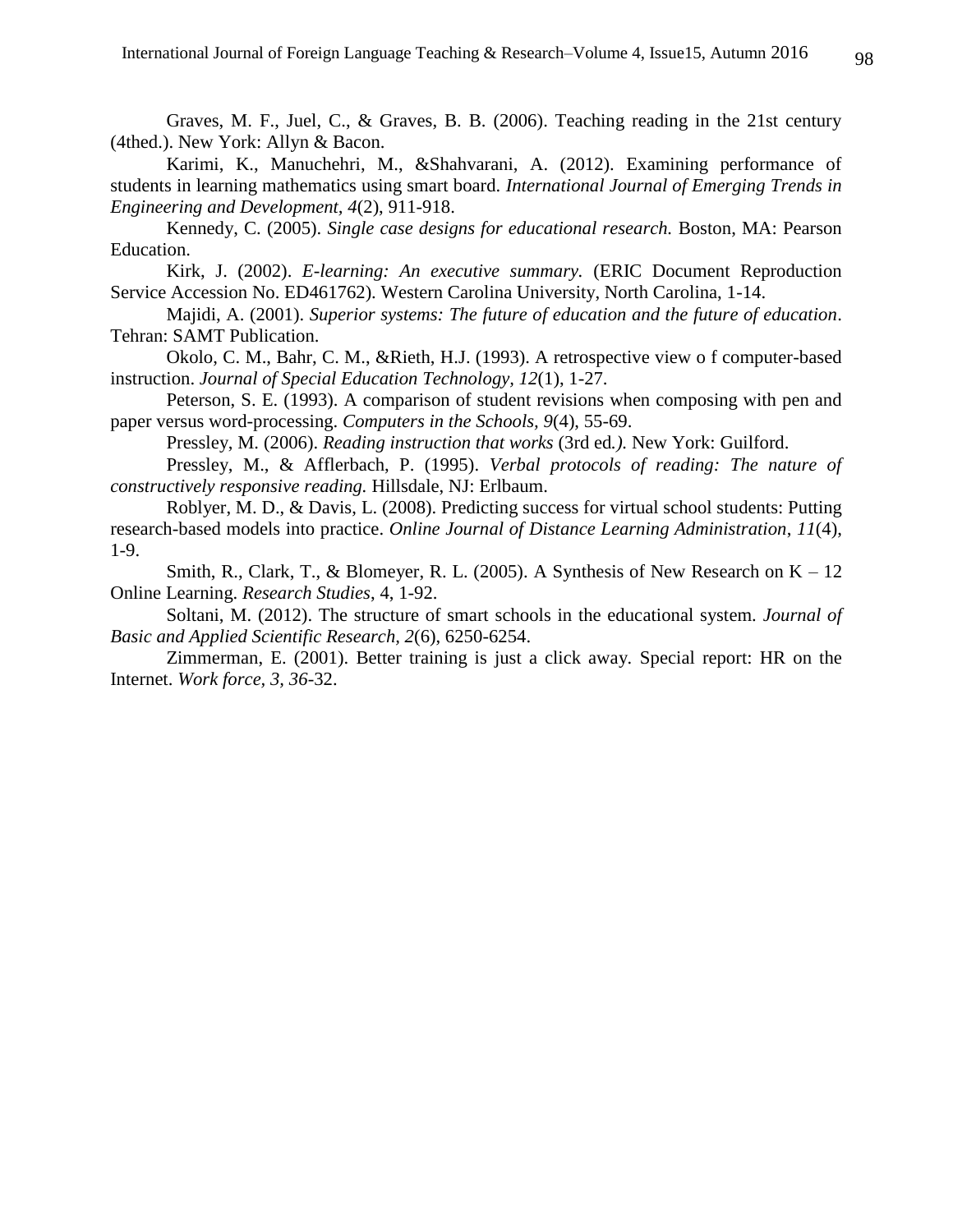Graves, M. F., Juel, C., & Graves, B. B. (2006). Teaching reading in the 21st century (4thed.). New York: Allyn & Bacon.

Karimi, K., Manuchehri, M., &Shahvarani, A. (2012). Examining performance of students in learning mathematics using smart board. *International Journal of Emerging Trends in Engineering and Development*, *4*(2), 911-918.

Kennedy, C. (2005). *Single case designs for educational research.* Boston, MA: Pearson Education.

Kirk, J. (2002). *E-learning: An executive summary.* (ERIC Document Reproduction Service Accession No. ED461762). Western Carolina University, North Carolina, 1-14.

Majidi, A. (2001). *Superior systems: The future of education and the future of education*. Tehran: SAMT Publication.

Okolo, C. M., Bahr, C. M., &Rieth, H.J. (1993). A retrospective view o f computer-based instruction. *Journal of Special Education Technology, 12*(1), 1-27.

Peterson, S. E. (1993). A comparison of student revisions when composing with pen and paper versus word-processing. *Computers in the Schools, 9*(4), 55-69.

Pressley, M. (2006). *Reading instruction that works* (3rd ed*.).* New York: Guilford.

Pressley, M., & Afflerbach, P. (1995). *Verbal protocols of reading: The nature of constructively responsive reading.* Hillsdale, NJ: Erlbaum.

Roblyer, M. D., & Davis, L. (2008). Predicting success for virtual school students: Putting research-based models into practice. *Online Journal of Distance Learning Administration*, *11*(4), 1-9.

Smith, R., Clark, T., & Blomeyer, R. L. (2005). A Synthesis of New Research on K – 12 Online Learning. *Research Studies*, 4, 1-92.

Soltani, M. (2012). The structure of smart schools in the educational system. *Journal of Basic and Applied Scientific Research, 2*(6), 6250-6254.

Zimmerman, E. (2001). Better training is just a click away. Special report: HR on the Internet. *Work force, 3, 36*-32.